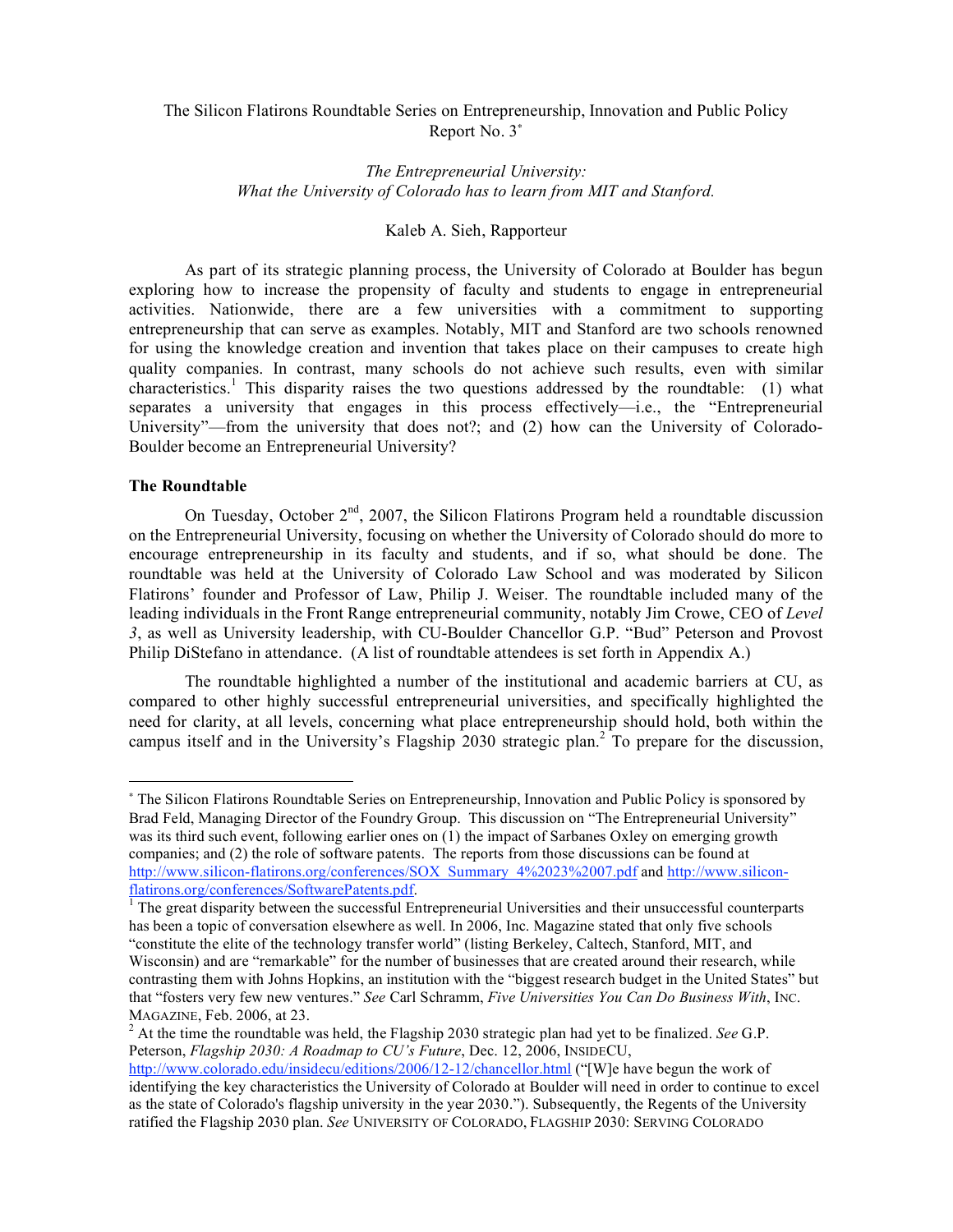The Silicon Flatirons Roundtable Series on Entrepreneurship, Innovation and Public Policy
Report No. 3[*]

*The Entrepreneurial University:*
*What the University of Colorado has to learn from MIT and Stanford.*

Kaleb A. Sieh, Rapporteur

As part of its strategic planning process, the University of Colorado at Boulder has begun exploring how to increase the propensity of faculty and students to engage in entrepreneurial activities. Nationwide, there are a few universities with a commitment to supporting entrepreneurship that can serve as examples. Notably, MIT and Stanford are two schools renowned for using the knowledge creation and invention that takes place on their campuses to create high quality companies. In contrast, many schools do not achieve such results, even with similar characteristics.[1] This disparity raises the two questions addressed by the roundtable: (1) what separates a university that engages in this process effectively—i.e., the "Entrepreneurial University"—from the university that does not?; and (2) how can the University of Colorado-Boulder become an Entrepreneurial University?

**The Roundtable**

On Tuesday, October 2nd, 2007, the Silicon Flatirons Program held a roundtable discussion on the Entrepreneurial University, focusing on whether the University of Colorado should do more to encourage entrepreneurship in its faculty and students, and if so, what should be done. The roundtable was held at the University of Colorado Law School and was moderated by Silicon Flatirons' founder and Professor of Law, Philip J. Weiser. The roundtable included many of the leading individuals in the Front Range entrepreneurial community, notably Jim Crowe, CEO of *Level 3*, as well as University leadership, with CU-Boulder Chancellor G.P. "Bud" Peterson and Provost Philip DiStefano in attendance. (A list of roundtable attendees is set forth in Appendix A.)

The roundtable highlighted a number of the institutional and academic barriers at CU, as compared to other highly successful entrepreneurial universities, and specifically highlighted the need for clarity, at all levels, concerning what place entrepreneurship should hold, both within the campus itself and in the University's Flagship 2030 strategic plan.[2] To prepare for the discussion,

---

[*] The Silicon Flatirons Roundtable Series on Entrepreneurship, Innovation and Public Policy is sponsored by Brad Feld, Managing Director of the Foundry Group. This discussion on "The Entrepreneurial University" was its third such event, following earlier ones on (1) the impact of Sarbanes Oxley on emerging growth companies; and (2) the role of software patents. The reports from those discussions can be found at http://www.silicon-flatirons.org/conferences/SOX_Summary_4%2023%2007.pdf and http://www.silicon-flatirons.org/conferences/SoftwarePatents.pdf.

[1] The great disparity between the successful Entrepreneurial Universities and their unsuccessful counterparts has been a topic of conversation elsewhere as well. In 2006, Inc. Magazine stated that only five schools "constitute the elite of the technology transfer world" (listing Berkeley, Caltech, Stanford, MIT, and Wisconsin) and are "remarkable" for the number of businesses that are created around their research, while contrasting them with Johns Hopkins, an institution with the "biggest research budget in the United States" but that "fosters very few new ventures." *See* Carl Schramm, *Five Universities You Can Do Business With*, INC. MAGAZINE, Feb. 2006, at 23.

[2] At the time the roundtable was held, the Flagship 2030 strategic plan had yet to be finalized. *See* G.P. Peterson, *Flagship 2030: A Roadmap to CU's Future*, Dec. 12, 2006, INSIDECU, http://www.colorado.edu/insidecu/editions/2006/12-12/chancellor.html ("[W]e have begun the work of identifying the key characteristics the University of Colorado at Boulder will need in order to continue to excel as the state of Colorado's flagship university in the year 2030."). Subsequently, the Regents of the University ratified the Flagship 2030 plan. *See* UNIVERSITY OF COLORADO, FLAGSHIP 2030: SERVING COLORADO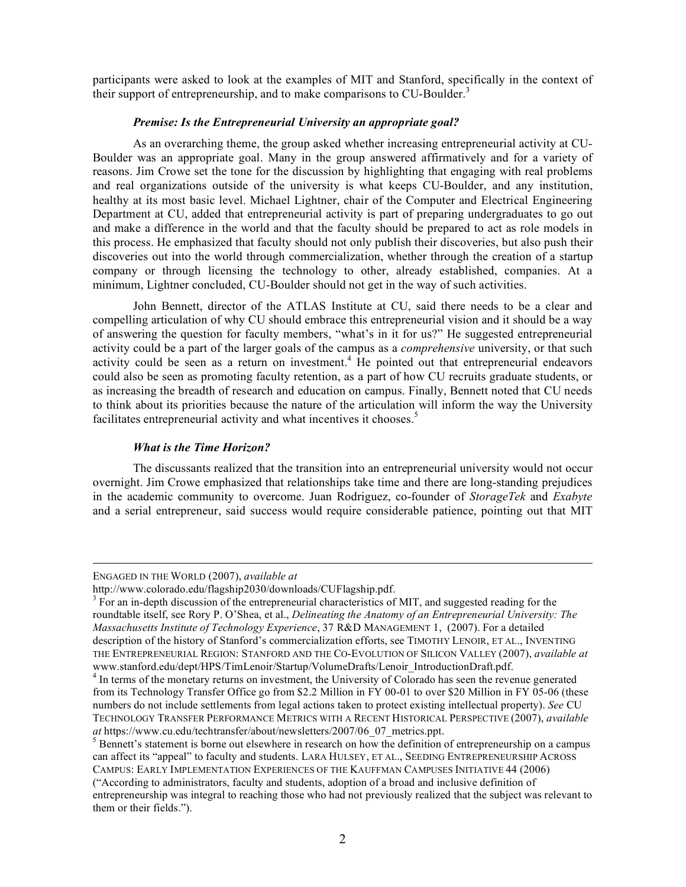participants were asked to look at the examples of MIT and Stanford, specifically in the context of their support of entrepreneurship, and to make comparisons to CU-Boulder.[3]

### *Premise: Is the Entrepreneurial University an appropriate goal?*

As an overarching theme, the group asked whether increasing entrepreneurial activity at CU-Boulder was an appropriate goal. Many in the group answered affirmatively and for a variety of reasons. Jim Crowe set the tone for the discussion by highlighting that engaging with real problems and real organizations outside of the university is what keeps CU-Boulder, and any institution, healthy at its most basic level. Michael Lightner, chair of the Computer and Electrical Engineering Department at CU, added that entrepreneurial activity is part of preparing undergraduates to go out and make a difference in the world and that the faculty should be prepared to act as role models in this process. He emphasized that faculty should not only publish their discoveries, but also push their discoveries out into the world through commercialization, whether through the creation of a startup company or through licensing the technology to other, already established, companies. At a minimum, Lightner concluded, CU-Boulder should not get in the way of such activities.

John Bennett, director of the ATLAS Institute at CU, said there needs to be a clear and compelling articulation of why CU should embrace this entrepreneurial vision and it should be a way of answering the question for faculty members, "what's in it for us?" He suggested entrepreneurial activity could be a part of the larger goals of the campus as a *comprehensive* university, or that such activity could be seen as a return on investment.[4] He pointed out that entrepreneurial endeavors could also be seen as promoting faculty retention, as a part of how CU recruits graduate students, or as increasing the breadth of research and education on campus. Finally, Bennett noted that CU needs to think about its priorities because the nature of the articulation will inform the way the University facilitates entrepreneurial activity and what incentives it chooses.[5]

### *What is the Time Horizon?*

The discussants realized that the transition into an entrepreneurial university would not occur overnight. Jim Crowe emphasized that relationships take time and there are long-standing prejudices in the academic community to overcome. Juan Rodriguez, co-founder of *StorageTek* and *Exabyte* and a serial entrepreneur, said success would require considerable patience, pointing out that MIT

---

ENGAGED IN THE WORLD (2007), *available at* http://www.colorado.edu/flagship2030/downloads/CUFlagship.pdf.

[3] For an in-depth discussion of the entrepreneurial characteristics of MIT, and suggested reading for the roundtable itself, see Rory P. O'Shea, et al., *Delineating the Anatomy of an Entrepreneurial University: The Massachusetts Institute of Technology Experience*, 37 R&D MANAGEMENT 1, (2007). For a detailed description of the history of Stanford's commercialization efforts, see TIMOTHY LENOIR, ET AL., INVENTING THE ENTREPRENEURIAL REGION: STANFORD AND THE CO-EVOLUTION OF SILICON VALLEY (2007), *available at* www.stanford.edu/dept/HPS/TimLenoir/Startup/VolumeDrafts/Lenoir_IntroductionDraft.pdf.

[4] In terms of the monetary returns on investment, the University of Colorado has seen the revenue generated from its Technology Transfer Office go from $2.2 Million in FY 00-01 to over $20 Million in FY 05-06 (these numbers do not include settlements from legal actions taken to protect existing intellectual property). *See* CU TECHNOLOGY TRANSFER PERFORMANCE METRICS WITH A RECENT HISTORICAL PERSPECTIVE (2007), *available at* https://www.cu.edu/techtransfer/about/newsletters/2007/06_07_metrics.ppt.

[5] Bennett's statement is borne out elsewhere in research on how the definition of entrepreneurship on a campus can affect its "appeal" to faculty and students. LARA HULSEY, ET AL., SEEDING ENTREPRENEURSHIP ACROSS CAMPUS: EARLY IMPLEMENTATION EXPERIENCES OF THE KAUFFMAN CAMPUSES INITIATIVE 44 (2006) ("According to administrators, faculty and students, adoption of a broad and inclusive definition of entrepreneurship was integral to reaching those who had not previously realized that the subject was relevant to them or their fields.").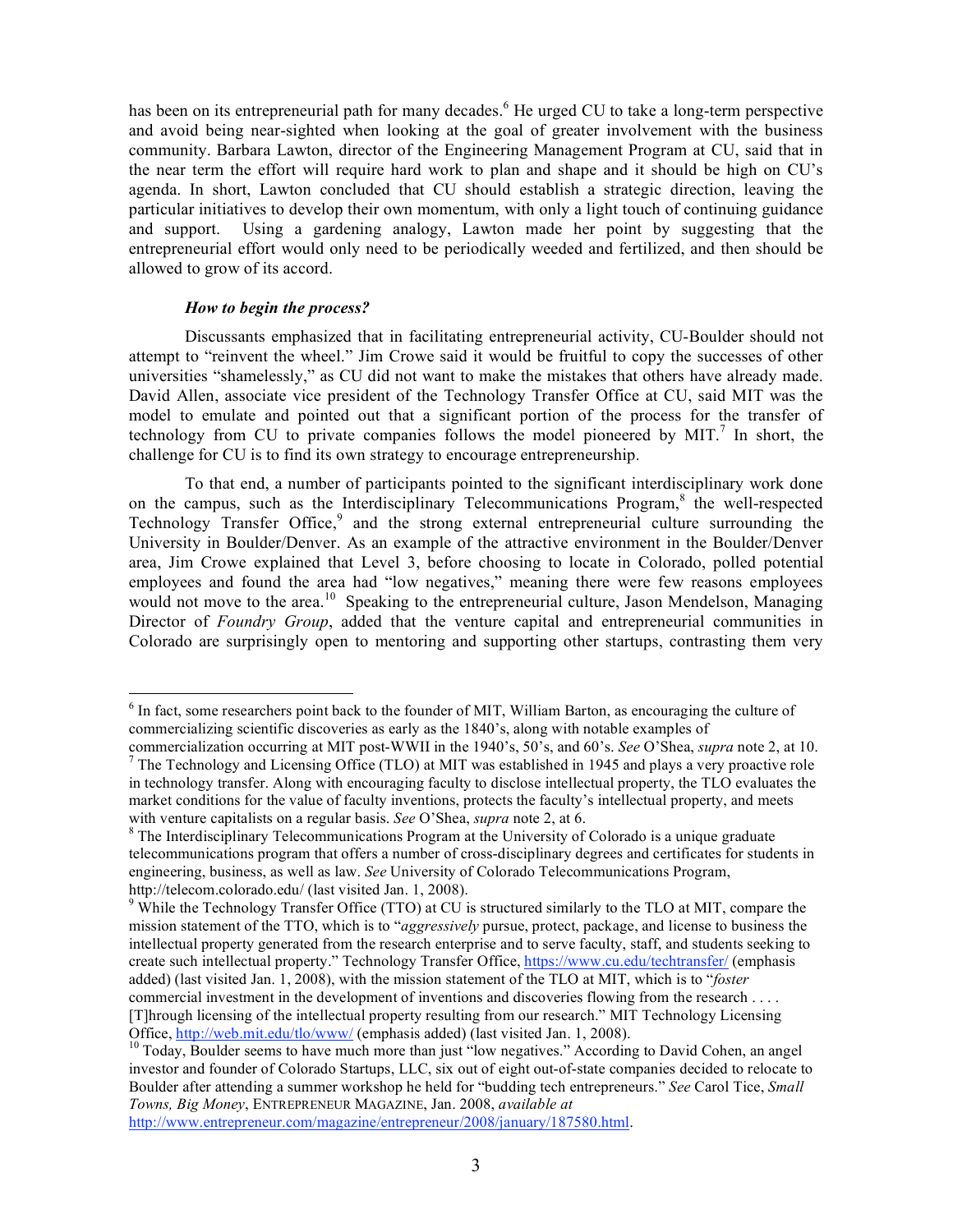has been on its entrepreneurial path for many decades.[6] He urged CU to take a long-term perspective and avoid being near-sighted when looking at the goal of greater involvement with the business community. Barbara Lawton, director of the Engineering Management Program at CU, said that in the near term the effort will require hard work to plan and shape and it should be high on CU's agenda. In short, Lawton concluded that CU should establish a strategic direction, leaving the particular initiatives to develop their own momentum, with only a light touch of continuing guidance and support. Using a gardening analogy, Lawton made her point by suggesting that the entrepreneurial effort would only need to be periodically weeded and fertilized, and then should be allowed to grow of its accord.

### *How to begin the process?*

Discussants emphasized that in facilitating entrepreneurial activity, CU-Boulder should not attempt to "reinvent the wheel." Jim Crowe said it would be fruitful to copy the successes of other universities "shamelessly," as CU did not want to make the mistakes that others have already made. David Allen, associate vice president of the Technology Transfer Office at CU, said MIT was the model to emulate and pointed out that a significant portion of the process for the transfer of technology from CU to private companies follows the model pioneered by MIT.[7] In short, the challenge for CU is to find its own strategy to encourage entrepreneurship.

To that end, a number of participants pointed to the significant interdisciplinary work done on the campus, such as the Interdisciplinary Telecommunications Program,[8] the well-respected Technology Transfer Office,[9] and the strong external entrepreneurial culture surrounding the University in Boulder/Denver. As an example of the attractive environment in the Boulder/Denver area, Jim Crowe explained that Level 3, before choosing to locate in Colorado, polled potential employees and found the area had "low negatives," meaning there were few reasons employees would not move to the area.[10] Speaking to the entrepreneurial culture, Jason Mendelson, Managing Director of *Foundry Group*, added that the venture capital and entrepreneurial communities in Colorado are surprisingly open to mentoring and supporting other startups, contrasting them very

---

[6] In fact, some researchers point back to the founder of MIT, William Barton, as encouraging the culture of commercializing scientific discoveries as early as the 1840's, along with notable examples of commercialization occurring at MIT post-WWII in the 1940's, 50's, and 60's. *See* O'Shea, *supra* note 2, at 10.

[7] The Technology and Licensing Office (TLO) at MIT was established in 1945 and plays a very proactive role in technology transfer. Along with encouraging faculty to disclose intellectual property, the TLO evaluates the market conditions for the value of faculty inventions, protects the faculty's intellectual property, and meets with venture capitalists on a regular basis. *See* O'Shea, *supra* note 2, at 6.

[8] The Interdisciplinary Telecommunications Program at the University of Colorado is a unique graduate telecommunications program that offers a number of cross-disciplinary degrees and certificates for students in engineering, business, as well as law. *See* University of Colorado Telecommunications Program, http://telecom.colorado.edu/ (last visited Jan. 1, 2008).

[9] While the Technology Transfer Office (TTO) at CU is structured similarly to the TLO at MIT, compare the mission statement of the TTO, which is to "*aggressively* pursue, protect, package, and license to business the intellectual property generated from the research enterprise and to serve faculty, staff, and students seeking to create such intellectual property." Technology Transfer Office, https://www.cu.edu/techtransfer/ (emphasis added) (last visited Jan. 1, 2008), with the mission statement of the TLO at MIT, which is to "*foster* commercial investment in the development of inventions and discoveries flowing from the research . . . . [T]hrough licensing of the intellectual property resulting from our research." MIT Technology Licensing Office, http://web.mit.edu/tlo/www/ (emphasis added) (last visited Jan. 1, 2008).

[10] Today, Boulder seems to have much more than just "low negatives." According to David Cohen, an angel investor and founder of Colorado Startups, LLC, six out of eight out-of-state companies decided to relocate to Boulder after attending a summer workshop he held for "budding tech entrepreneurs." *See* Carol Tice, *Small Towns, Big Money*, ENTREPRENEUR MAGAZINE, Jan. 2008, *available at* http://www.entrepreneur.com/magazine/entrepreneur/2008/january/187580.html.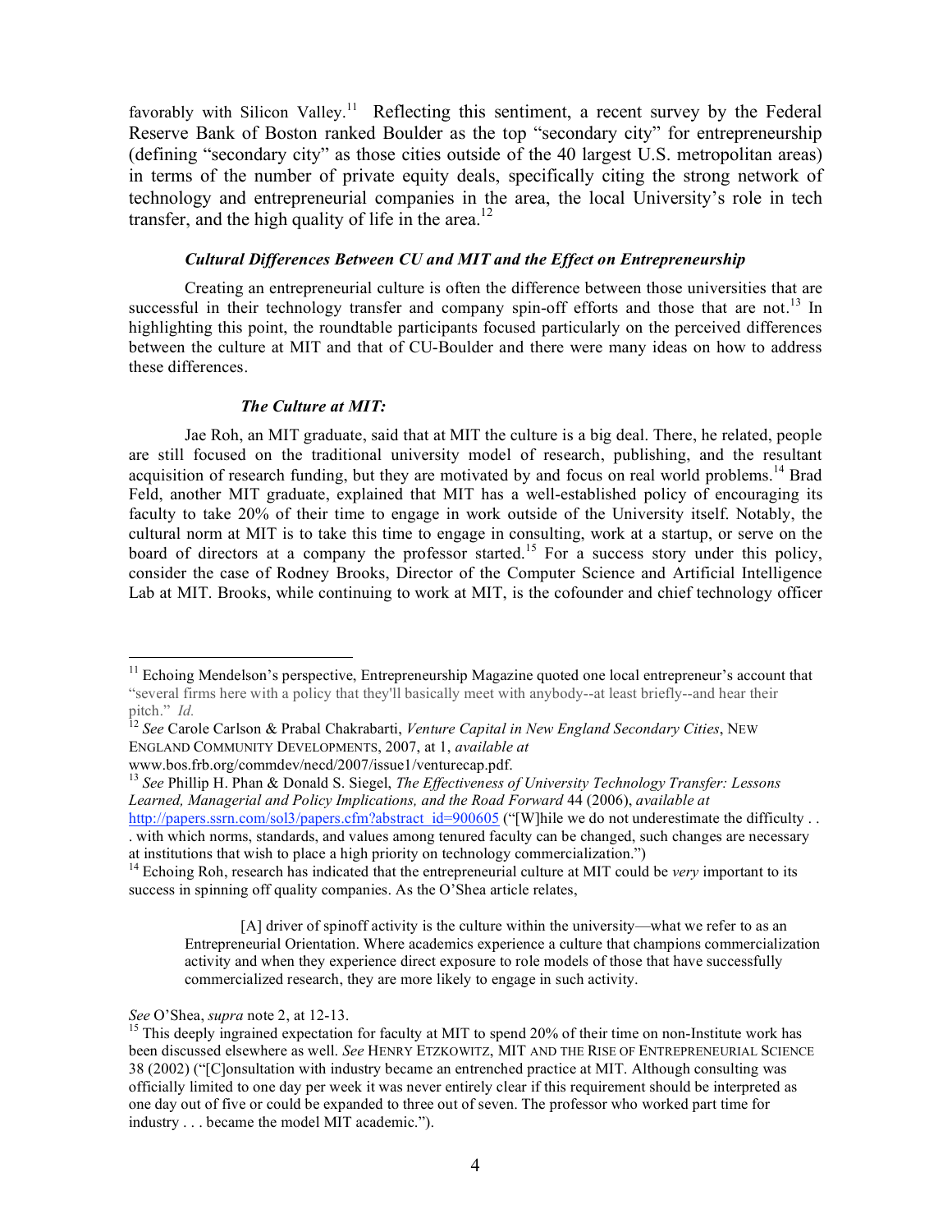favorably with Silicon Valley.[11] Reflecting this sentiment, a recent survey by the Federal Reserve Bank of Boston ranked Boulder as the top "secondary city" for entrepreneurship (defining "secondary city" as those cities outside of the 40 largest U.S. metropolitan areas) in terms of the number of private equity deals, specifically citing the strong network of technology and entrepreneurial companies in the area, the local University's role in tech transfer, and the high quality of life in the area.[12]

### *Cultural Differences Between CU and MIT and the Effect on Entrepreneurship*

Creating an entrepreneurial culture is often the difference between those universities that are successful in their technology transfer and company spin-off efforts and those that are not.[13] In highlighting this point, the roundtable participants focused particularly on the perceived differences between the culture at MIT and that of CU-Boulder and there were many ideas on how to address these differences.

#### *The Culture at MIT:*

Jae Roh, an MIT graduate, said that at MIT the culture is a big deal. There, he related, people are still focused on the traditional university model of research, publishing, and the resultant acquisition of research funding, but they are motivated by and focus on real world problems.[14] Brad Feld, another MIT graduate, explained that MIT has a well-established policy of encouraging its faculty to take 20% of their time to engage in work outside of the University itself. Notably, the cultural norm at MIT is to take this time to engage in consulting, work at a startup, or serve on the board of directors at a company the professor started.[15] For a success story under this policy, consider the case of Rodney Brooks, Director of the Computer Science and Artificial Intelligence Lab at MIT. Brooks, while continuing to work at MIT, is the cofounder and chief technology officer

---

[11] Echoing Mendelson's perspective, Entrepreneurship Magazine quoted one local entrepreneur's account that "several firms here with a policy that they'll basically meet with anybody--at least briefly--and hear their pitch." *Id.*

[12] *See* Carole Carlson & Prabal Chakrabarti, *Venture Capital in New England Secondary Cities*, NEW ENGLAND COMMUNITY DEVELOPMENTS, 2007, at 1, *available at* www.bos.frb.org/commdev/necd/2007/issue1/venturecap.pdf.

[13] *See* Phillip H. Phan & Donald S. Siegel, *The Effectiveness of University Technology Transfer: Lessons Learned, Managerial and Policy Implications, and the Road Forward* 44 (2006), *available at* http://papers.ssrn.com/sol3/papers.cfm?abstract_id=900605 ("[W]hile we do not underestimate the difficulty . . . with which norms, standards, and values among tenured faculty can be changed, such changes are necessary at institutions that wish to place a high priority on technology commercialization.")

[14] Echoing Roh, research has indicated that the entrepreneurial culture at MIT could be *very* important to its success in spinning off quality companies. As the O'Shea article relates,

> [A] driver of spinoff activity is the culture within the university—what we refer to as an Entrepreneurial Orientation. Where academics experience a culture that champions commercialization activity and when they experience direct exposure to role models of those that have successfully commercialized research, they are more likely to engage in such activity.

*See* O'Shea, *supra* note 2, at 12-13.

[15] This deeply ingrained expectation for faculty at MIT to spend 20% of their time on non-Institute work has been discussed elsewhere as well. *See* HENRY ETZKOWITZ, MIT AND THE RISE OF ENTREPRENEURIAL SCIENCE 38 (2002) ("[C]onsultation with industry became an entrenched practice at MIT. Although consulting was officially limited to one day per week it was never entirely clear if this requirement should be interpreted as one day out of five or could be expanded to three out of seven. The professor who worked part time for industry . . . became the model MIT academic.").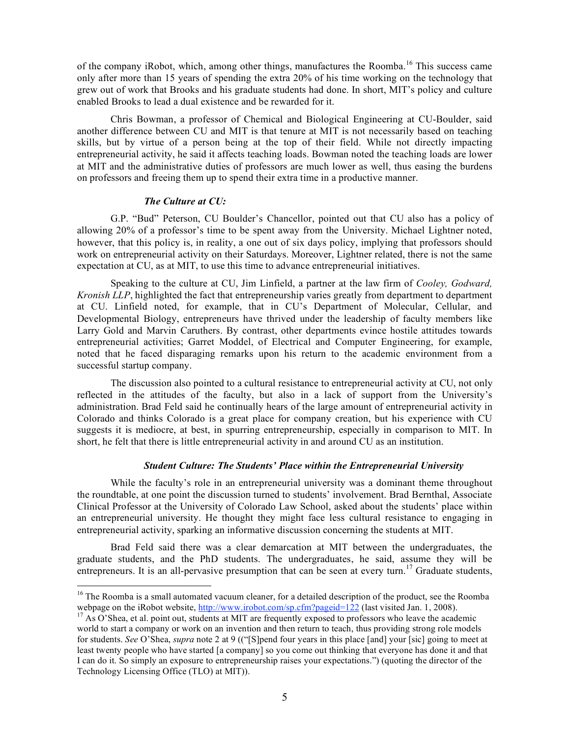of the company iRobot, which, among other things, manufactures the Roomba.[16] This success came only after more than 15 years of spending the extra 20% of his time working on the technology that grew out of work that Brooks and his graduate students had done. In short, MIT's policy and culture enabled Brooks to lead a dual existence and be rewarded for it.

Chris Bowman, a professor of Chemical and Biological Engineering at CU-Boulder, said another difference between CU and MIT is that tenure at MIT is not necessarily based on teaching skills, but by virtue of a person being at the top of their field. While not directly impacting entrepreneurial activity, he said it affects teaching loads. Bowman noted the teaching loads are lower at MIT and the administrative duties of professors are much lower as well, thus easing the burdens on professors and freeing them up to spend their extra time in a productive manner.

***The Culture at CU:***

G.P. "Bud" Peterson, CU Boulder's Chancellor, pointed out that CU also has a policy of allowing 20% of a professor's time to be spent away from the University. Michael Lightner noted, however, that this policy is, in reality, a one out of six days policy, implying that professors should work on entrepreneurial activity on their Saturdays. Moreover, Lightner related, there is not the same expectation at CU, as at MIT, to use this time to advance entrepreneurial initiatives.

Speaking to the culture at CU, Jim Linfield, a partner at the law firm of *Cooley, Godward, Kronish LLP*, highlighted the fact that entrepreneurship varies greatly from department to department at CU. Linfield noted, for example, that in CU's Department of Molecular, Cellular, and Developmental Biology, entrepreneurs have thrived under the leadership of faculty members like Larry Gold and Marvin Caruthers. By contrast, other departments evince hostile attitudes towards entrepreneurial activities; Garret Moddel, of Electrical and Computer Engineering, for example, noted that he faced disparaging remarks upon his return to the academic environment from a successful startup company.

The discussion also pointed to a cultural resistance to entrepreneurial activity at CU, not only reflected in the attitudes of the faculty, but also in a lack of support from the University's administration. Brad Feld said he continually hears of the large amount of entrepreneurial activity in Colorado and thinks Colorado is a great place for company creation, but his experience with CU suggests it is mediocre, at best, in spurring entrepreneurship, especially in comparison to MIT. In short, he felt that there is little entrepreneurial activity in and around CU as an institution.

***Student Culture: The Students' Place within the Entrepreneurial University***

While the faculty's role in an entrepreneurial university was a dominant theme throughout the roundtable, at one point the discussion turned to students' involvement. Brad Bernthal, Associate Clinical Professor at the University of Colorado Law School, asked about the students' place within an entrepreneurial university. He thought they might face less cultural resistance to engaging in entrepreneurial activity, sparking an informative discussion concerning the students at MIT.

Brad Feld said there was a clear demarcation at MIT between the undergraduates, the graduate students, and the PhD students. The undergraduates, he said, assume they will be entrepreneurs. It is an all-pervasive presumption that can be seen at every turn.[17] Graduate students,

---

[16] The Roomba is a small automated vacuum cleaner, for a detailed description of the product, see the Roomba webpage on the iRobot website, http://www.irobot.com/sp.cfm?pageid=122 (last visited Jan. 1, 2008).

[17] As O'Shea, et al. point out, students at MIT are frequently exposed to professors who leave the academic world to start a company or work on an invention and then return to teach, thus providing strong role models for students. *See* O'Shea, *supra* note 2 at 9 (("[S]pend four years in this place [and] your [sic] going to meet at least twenty people who have started [a company] so you come out thinking that everyone has done it and that I can do it. So simply an exposure to entrepreneurship raises your expectations.") (quoting the director of the Technology Licensing Office (TLO) at MIT)).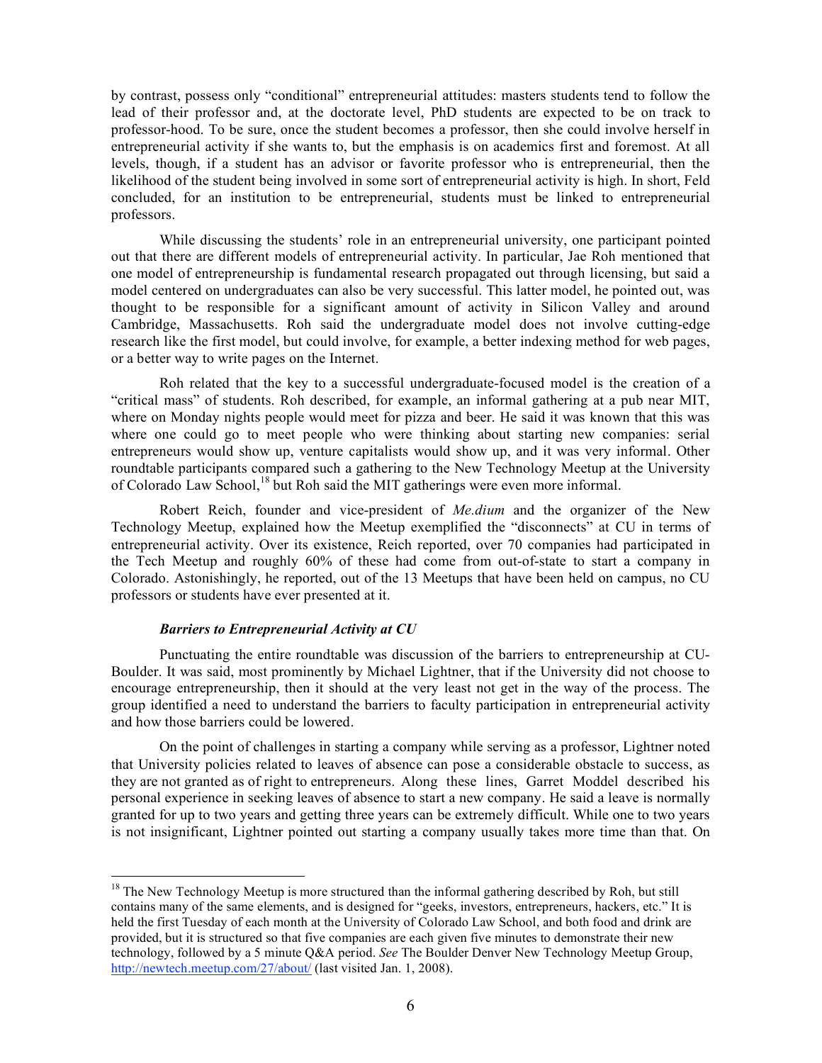by contrast, possess only "conditional" entrepreneurial attitudes: masters students tend to follow the lead of their professor and, at the doctorate level, PhD students are expected to be on track to professor-hood. To be sure, once the student becomes a professor, then she could involve herself in entrepreneurial activity if she wants to, but the emphasis is on academics first and foremost. At all levels, though, if a student has an advisor or favorite professor who is entrepreneurial, then the likelihood of the student being involved in some sort of entrepreneurial activity is high. In short, Feld concluded, for an institution to be entrepreneurial, students must be linked to entrepreneurial professors.

While discussing the students' role in an entrepreneurial university, one participant pointed out that there are different models of entrepreneurial activity. In particular, Jae Roh mentioned that one model of entrepreneurship is fundamental research propagated out through licensing, but said a model centered on undergraduates can also be very successful. This latter model, he pointed out, was thought to be responsible for a significant amount of activity in Silicon Valley and around Cambridge, Massachusetts. Roh said the undergraduate model does not involve cutting-edge research like the first model, but could involve, for example, a better indexing method for web pages, or a better way to write pages on the Internet.

Roh related that the key to a successful undergraduate-focused model is the creation of a "critical mass" of students. Roh described, for example, an informal gathering at a pub near MIT, where on Monday nights people would meet for pizza and beer. He said it was known that this was where one could go to meet people who were thinking about starting new companies: serial entrepreneurs would show up, venture capitalists would show up, and it was very informal. Other roundtable participants compared such a gathering to the New Technology Meetup at the University of Colorado Law School,[18] but Roh said the MIT gatherings were even more informal.

Robert Reich, founder and vice-president of *Me.dium* and the organizer of the New Technology Meetup, explained how the Meetup exemplified the "disconnects" at CU in terms of entrepreneurial activity. Over its existence, Reich reported, over 70 companies had participated in the Tech Meetup and roughly 60% of these had come from out-of-state to start a company in Colorado. Astonishingly, he reported, out of the 13 Meetups that have been held on campus, no CU professors or students have ever presented at it.

### *Barriers to Entrepreneurial Activity at CU*

Punctuating the entire roundtable was discussion of the barriers to entrepreneurship at CU-Boulder. It was said, most prominently by Michael Lightner, that if the University did not choose to encourage entrepreneurship, then it should at the very least not get in the way of the process. The group identified a need to understand the barriers to faculty participation in entrepreneurial activity and how those barriers could be lowered.

On the point of challenges in starting a company while serving as a professor, Lightner noted that University policies related to leaves of absence can pose a considerable obstacle to success, as they are not granted as of right to entrepreneurs. Along these lines, Garret Moddel described his personal experience in seeking leaves of absence to start a new company. He said a leave is normally granted for up to two years and getting three years can be extremely difficult. While one to two years is not insignificant, Lightner pointed out starting a company usually takes more time than that. On

---

[18] The New Technology Meetup is more structured than the informal gathering described by Roh, but still contains many of the same elements, and is designed for "geeks, investors, entrepreneurs, hackers, etc." It is held the first Tuesday of each month at the University of Colorado Law School, and both food and drink are provided, but it is structured so that five companies are each given five minutes to demonstrate their new technology, followed by a 5 minute Q&A period. *See* The Boulder Denver New Technology Meetup Group, http://newtech.meetup.com/27/about/ (last visited Jan. 1, 2008).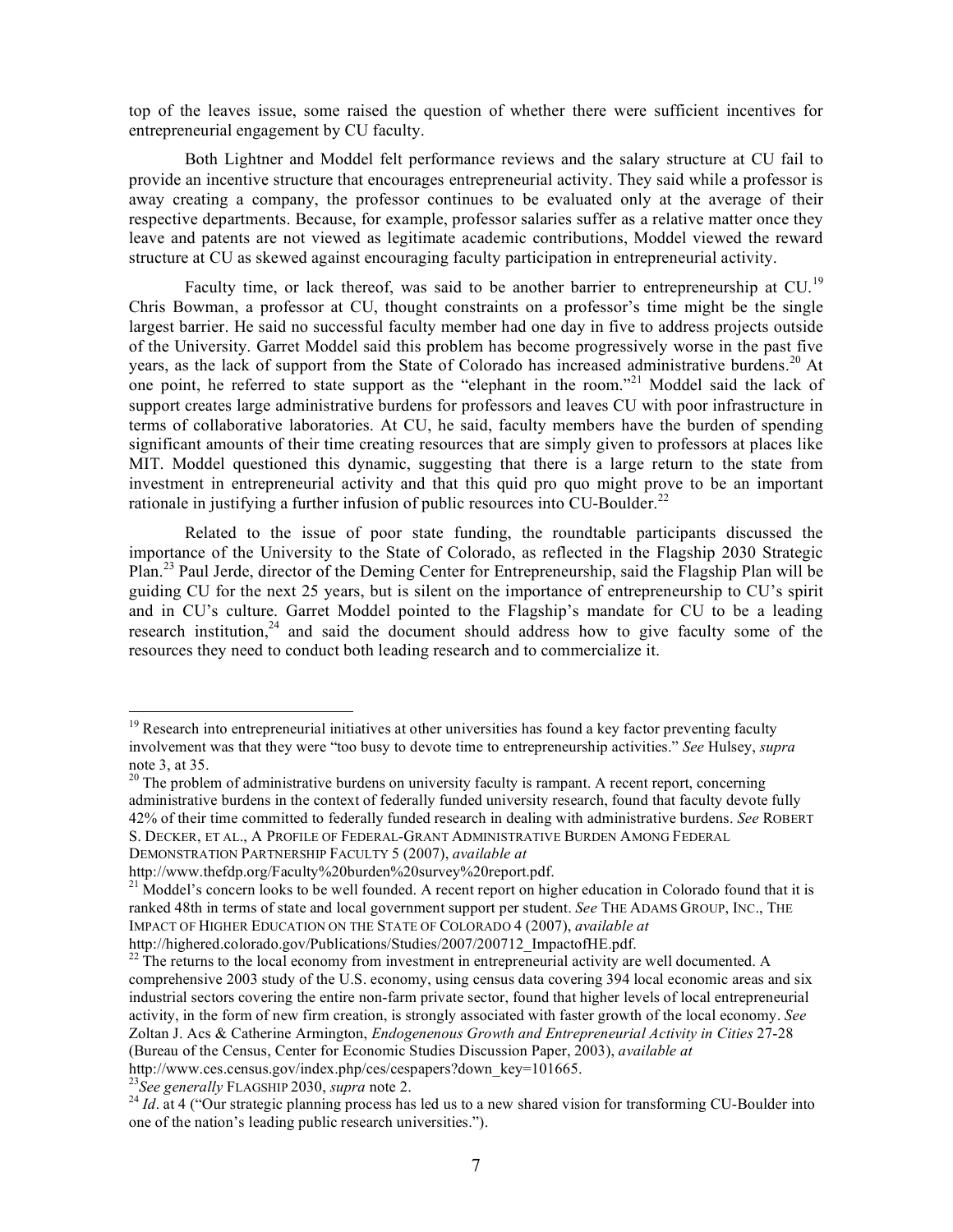top of the leaves issue, some raised the question of whether there were sufficient incentives for entrepreneurial engagement by CU faculty.

Both Lightner and Moddel felt performance reviews and the salary structure at CU fail to provide an incentive structure that encourages entrepreneurial activity. They said while a professor is away creating a company, the professor continues to be evaluated only at the average of their respective departments. Because, for example, professor salaries suffer as a relative matter once they leave and patents are not viewed as legitimate academic contributions, Moddel viewed the reward structure at CU as skewed against encouraging faculty participation in entrepreneurial activity.

Faculty time, or lack thereof, was said to be another barrier to entrepreneurship at CU.[19] Chris Bowman, a professor at CU, thought constraints on a professor's time might be the single largest barrier. He said no successful faculty member had one day in five to address projects outside of the University. Garret Moddel said this problem has become progressively worse in the past five years, as the lack of support from the State of Colorado has increased administrative burdens.[20] At one point, he referred to state support as the "elephant in the room."[21] Moddel said the lack of support creates large administrative burdens for professors and leaves CU with poor infrastructure in terms of collaborative laboratories. At CU, he said, faculty members have the burden of spending significant amounts of their time creating resources that are simply given to professors at places like MIT. Moddel questioned this dynamic, suggesting that there is a large return to the state from investment in entrepreneurial activity and that this quid pro quo might prove to be an important rationale in justifying a further infusion of public resources into CU-Boulder.[22]

Related to the issue of poor state funding, the roundtable participants discussed the importance of the University to the State of Colorado, as reflected in the Flagship 2030 Strategic Plan.[23] Paul Jerde, director of the Deming Center for Entrepreneurship, said the Flagship Plan will be guiding CU for the next 25 years, but is silent on the importance of entrepreneurship to CU's spirit and in CU's culture. Garret Moddel pointed to the Flagship's mandate for CU to be a leading research institution,[24] and said the document should address how to give faculty some of the resources they need to conduct both leading research and to commercialize it.

---

[19] Research into entrepreneurial initiatives at other universities has found a key factor preventing faculty involvement was that they were "too busy to devote time to entrepreneurship activities." *See* Hulsey, *supra* note 3, at 35.

[20] The problem of administrative burdens on university faculty is rampant. A recent report, concerning administrative burdens in the context of federally funded university research, found that faculty devote fully 42% of their time committed to federally funded research in dealing with administrative burdens. *See* ROBERT S. DECKER, ET AL., A PROFILE OF FEDERAL-GRANT ADMINISTRATIVE BURDEN AMONG FEDERAL DEMONSTRATION PARTNERSHIP FACULTY 5 (2007), *available at* http://www.thefdp.org/Faculty%20burden%20survey%20report.pdf.

[21] Moddel's concern looks to be well founded. A recent report on higher education in Colorado found that it is ranked 48th in terms of state and local government support per student. *See* THE ADAMS GROUP, INC., THE IMPACT OF HIGHER EDUCATION ON THE STATE OF COLORADO 4 (2007), *available at* http://highered.colorado.gov/Publications/Studies/2007/200712_ImpactofHE.pdf.

[22] The returns to the local economy from investment in entrepreneurial activity are well documented. A comprehensive 2003 study of the U.S. economy, using census data covering 394 local economic areas and six industrial sectors covering the entire non-farm private sector, found that higher levels of local entrepreneurial activity, in the form of new firm creation, is strongly associated with faster growth of the local economy. *See* Zoltan J. Acs & Catherine Armington, *Endogenenous Growth and Entrepreneurial Activity in Cities* 27-28 (Bureau of the Census, Center for Economic Studies Discussion Paper, 2003), *available at* http://www.ces.census.gov/index.php/ces/cespapers?down_key=101665.

[23] *See generally* FLAGSHIP 2030, *supra* note 2.

[24] *Id*. at 4 ("Our strategic planning process has led us to a new shared vision for transforming CU-Boulder into one of the nation's leading public research universities.").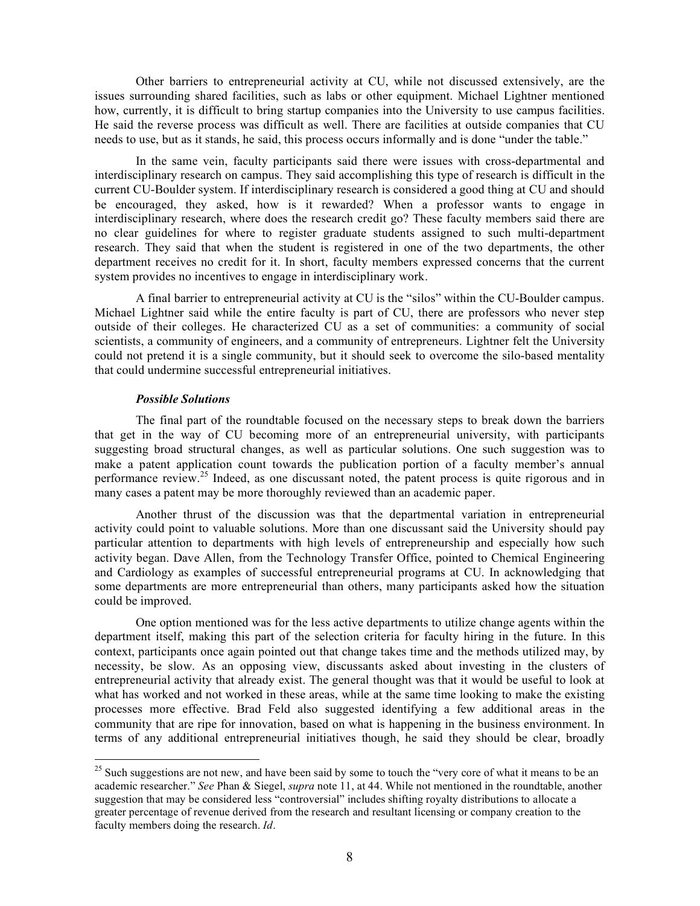Other barriers to entrepreneurial activity at CU, while not discussed extensively, are the issues surrounding shared facilities, such as labs or other equipment. Michael Lightner mentioned how, currently, it is difficult to bring startup companies into the University to use campus facilities. He said the reverse process was difficult as well. There are facilities at outside companies that CU needs to use, but as it stands, he said, this process occurs informally and is done "under the table."

In the same vein, faculty participants said there were issues with cross-departmental and interdisciplinary research on campus. They said accomplishing this type of research is difficult in the current CU-Boulder system. If interdisciplinary research is considered a good thing at CU and should be encouraged, they asked, how is it rewarded? When a professor wants to engage in interdisciplinary research, where does the research credit go? These faculty members said there are no clear guidelines for where to register graduate students assigned to such multi-department research. They said that when the student is registered in one of the two departments, the other department receives no credit for it. In short, faculty members expressed concerns that the current system provides no incentives to engage in interdisciplinary work.

A final barrier to entrepreneurial activity at CU is the "silos" within the CU-Boulder campus. Michael Lightner said while the entire faculty is part of CU, there are professors who never step outside of their colleges. He characterized CU as a set of communities: a community of social scientists, a community of engineers, and a community of entrepreneurs. Lightner felt the University could not pretend it is a single community, but it should seek to overcome the silo-based mentality that could undermine successful entrepreneurial initiatives.

***Possible Solutions***

The final part of the roundtable focused on the necessary steps to break down the barriers that get in the way of CU becoming more of an entrepreneurial university, with participants suggesting broad structural changes, as well as particular solutions. One such suggestion was to make a patent application count towards the publication portion of a faculty member's annual performance review.[25] Indeed, as one discussant noted, the patent process is quite rigorous and in many cases a patent may be more thoroughly reviewed than an academic paper.

Another thrust of the discussion was that the departmental variation in entrepreneurial activity could point to valuable solutions. More than one discussant said the University should pay particular attention to departments with high levels of entrepreneurship and especially how such activity began. Dave Allen, from the Technology Transfer Office, pointed to Chemical Engineering and Cardiology as examples of successful entrepreneurial programs at CU. In acknowledging that some departments are more entrepreneurial than others, many participants asked how the situation could be improved.

One option mentioned was for the less active departments to utilize change agents within the department itself, making this part of the selection criteria for faculty hiring in the future. In this context, participants once again pointed out that change takes time and the methods utilized may, by necessity, be slow. As an opposing view, discussants asked about investing in the clusters of entrepreneurial activity that already exist. The general thought was that it would be useful to look at what has worked and not worked in these areas, while at the same time looking to make the existing processes more effective. Brad Feld also suggested identifying a few additional areas in the community that are ripe for innovation, based on what is happening in the business environment. In terms of any additional entrepreneurial initiatives though, he said they should be clear, broadly

---

[25] Such suggestions are not new, and have been said by some to touch the "very core of what it means to be an academic researcher." *See* Phan & Siegel, *supra* note 11, at 44. While not mentioned in the roundtable, another suggestion that may be considered less "controversial" includes shifting royalty distributions to allocate a greater percentage of revenue derived from the research and resultant licensing or company creation to the faculty members doing the research. *Id*.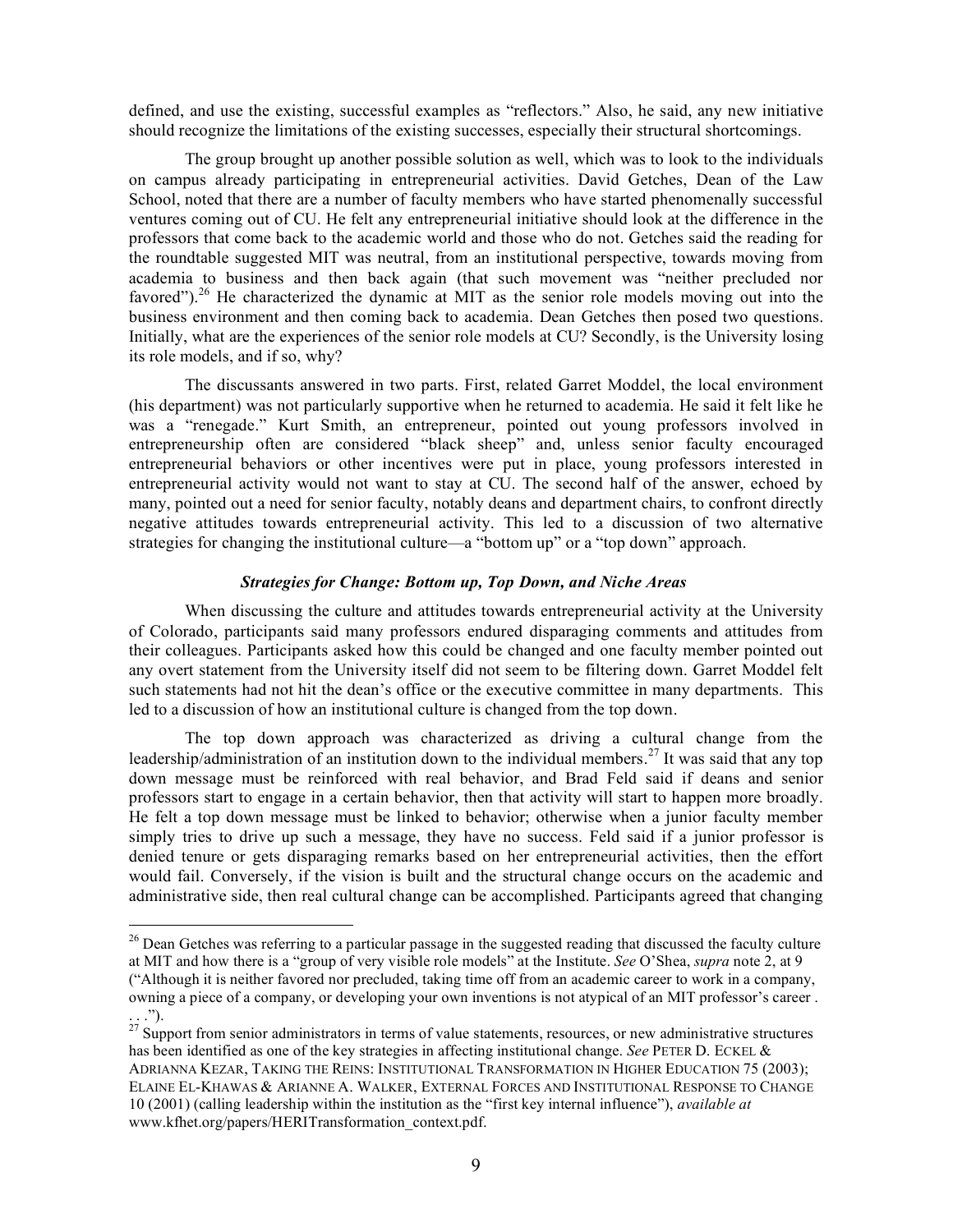defined, and use the existing, successful examples as "reflectors." Also, he said, any new initiative should recognize the limitations of the existing successes, especially their structural shortcomings.

The group brought up another possible solution as well, which was to look to the individuals on campus already participating in entrepreneurial activities. David Getches, Dean of the Law School, noted that there are a number of faculty members who have started phenomenally successful ventures coming out of CU. He felt any entrepreneurial initiative should look at the difference in the professors that come back to the academic world and those who do not. Getches said the reading for the roundtable suggested MIT was neutral, from an institutional perspective, towards moving from academia to business and then back again (that such movement was "neither precluded nor favored").[26] He characterized the dynamic at MIT as the senior role models moving out into the business environment and then coming back to academia. Dean Getches then posed two questions. Initially, what are the experiences of the senior role models at CU? Secondly, is the University losing its role models, and if so, why?

The discussants answered in two parts. First, related Garret Moddel, the local environment (his department) was not particularly supportive when he returned to academia. He said it felt like he was a "renegade." Kurt Smith, an entrepreneur, pointed out young professors involved in entrepreneurship often are considered "black sheep" and, unless senior faculty encouraged entrepreneurial behaviors or other incentives were put in place, young professors interested in entrepreneurial activity would not want to stay at CU. The second half of the answer, echoed by many, pointed out a need for senior faculty, notably deans and department chairs, to confront directly negative attitudes towards entrepreneurial activity. This led to a discussion of two alternative strategies for changing the institutional culture—a "bottom up" or a "top down" approach.

### *Strategies for Change: Bottom up, Top Down, and Niche Areas*

When discussing the culture and attitudes towards entrepreneurial activity at the University of Colorado, participants said many professors endured disparaging comments and attitudes from their colleagues. Participants asked how this could be changed and one faculty member pointed out any overt statement from the University itself did not seem to be filtering down. Garret Moddel felt such statements had not hit the dean's office or the executive committee in many departments. This led to a discussion of how an institutional culture is changed from the top down.

The top down approach was characterized as driving a cultural change from the leadership/administration of an institution down to the individual members.[27] It was said that any top down message must be reinforced with real behavior, and Brad Feld said if deans and senior professors start to engage in a certain behavior, then that activity will start to happen more broadly. He felt a top down message must be linked to behavior; otherwise when a junior faculty member simply tries to drive up such a message, they have no success. Feld said if a junior professor is denied tenure or gets disparaging remarks based on her entrepreneurial activities, then the effort would fail. Conversely, if the vision is built and the structural change occurs on the academic and administrative side, then real cultural change can be accomplished. Participants agreed that changing

---

[26] Dean Getches was referring to a particular passage in the suggested reading that discussed the faculty culture at MIT and how there is a "group of very visible role models" at the Institute. *See* O'Shea, *supra* note 2, at 9 ("Although it is neither favored nor precluded, taking time off from an academic career to work in a company, owning a piece of a company, or developing your own inventions is not atypical of an MIT professor's career . . . .").

[27] Support from senior administrators in terms of value statements, resources, or new administrative structures has been identified as one of the key strategies in affecting institutional change. *See* PETER D. ECKEL & ADRIANNA KEZAR, TAKING THE REINS: INSTITUTIONAL TRANSFORMATION IN HIGHER EDUCATION 75 (2003); ELAINE EL-KHAWAS & ARIANNE A. WALKER, EXTERNAL FORCES AND INSTITUTIONAL RESPONSE TO CHANGE 10 (2001) (calling leadership within the institution as the "first key internal influence"), *available at* www.kfhet.org/papers/HERITransformation_context.pdf.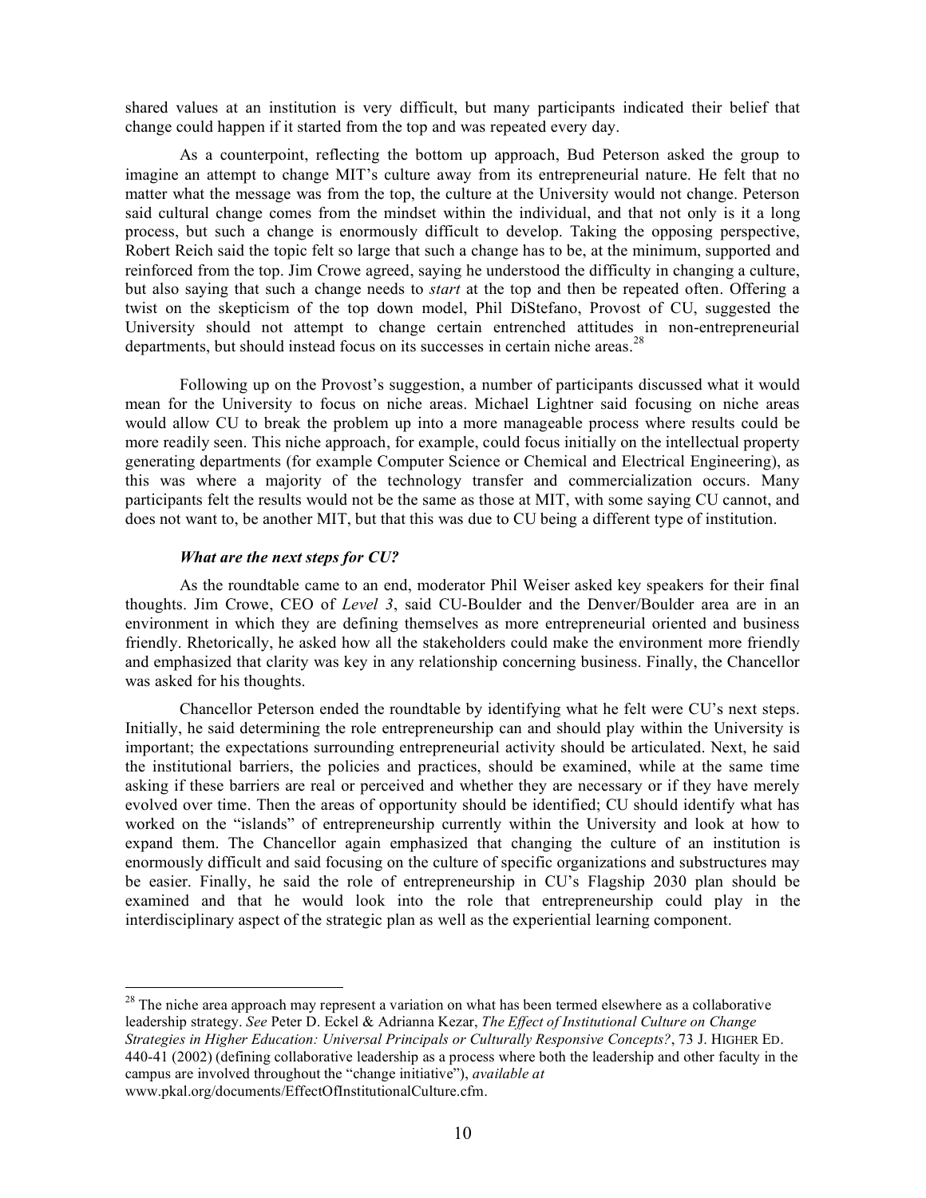shared values at an institution is very difficult, but many participants indicated their belief that change could happen if it started from the top and was repeated every day.

As a counterpoint, reflecting the bottom up approach, Bud Peterson asked the group to imagine an attempt to change MIT's culture away from its entrepreneurial nature. He felt that no matter what the message was from the top, the culture at the University would not change. Peterson said cultural change comes from the mindset within the individual, and that not only is it a long process, but such a change is enormously difficult to develop. Taking the opposing perspective, Robert Reich said the topic felt so large that such a change has to be, at the minimum, supported and reinforced from the top. Jim Crowe agreed, saying he understood the difficulty in changing a culture, but also saying that such a change needs to *start* at the top and then be repeated often. Offering a twist on the skepticism of the top down model, Phil DiStefano, Provost of CU, suggested the University should not attempt to change certain entrenched attitudes in non-entrepreneurial departments, but should instead focus on its successes in certain niche areas.[28]

Following up on the Provost's suggestion, a number of participants discussed what it would mean for the University to focus on niche areas. Michael Lightner said focusing on niche areas would allow CU to break the problem up into a more manageable process where results could be more readily seen. This niche approach, for example, could focus initially on the intellectual property generating departments (for example Computer Science or Chemical and Electrical Engineering), as this was where a majority of the technology transfer and commercialization occurs. Many participants felt the results would not be the same as those at MIT, with some saying CU cannot, and does not want to, be another MIT, but that this was due to CU being a different type of institution.

### *What are the next steps for CU?*

As the roundtable came to an end, moderator Phil Weiser asked key speakers for their final thoughts. Jim Crowe, CEO of *Level 3*, said CU-Boulder and the Denver/Boulder area are in an environment in which they are defining themselves as more entrepreneurial oriented and business friendly. Rhetorically, he asked how all the stakeholders could make the environment more friendly and emphasized that clarity was key in any relationship concerning business. Finally, the Chancellor was asked for his thoughts.

Chancellor Peterson ended the roundtable by identifying what he felt were CU's next steps. Initially, he said determining the role entrepreneurship can and should play within the University is important; the expectations surrounding entrepreneurial activity should be articulated. Next, he said the institutional barriers, the policies and practices, should be examined, while at the same time asking if these barriers are real or perceived and whether they are necessary or if they have merely evolved over time. Then the areas of opportunity should be identified; CU should identify what has worked on the "islands" of entrepreneurship currently within the University and look at how to expand them. The Chancellor again emphasized that changing the culture of an institution is enormously difficult and said focusing on the culture of specific organizations and substructures may be easier. Finally, he said the role of entrepreneurship in CU's Flagship 2030 plan should be examined and that he would look into the role that entrepreneurship could play in the interdisciplinary aspect of the strategic plan as well as the experiential learning component.

---

[28] The niche area approach may represent a variation on what has been termed elsewhere as a collaborative leadership strategy. *See* Peter D. Eckel & Adrianna Kezar, *The Effect of Institutional Culture on Change Strategies in Higher Education: Universal Principals or Culturally Responsive Concepts?*, 73 J. HIGHER ED. 440-41 (2002) (defining collaborative leadership as a process where both the leadership and other faculty in the campus are involved throughout the "change initiative"), *available at* www.pkal.org/documents/EffectOfInstitutionalCulture.cfm.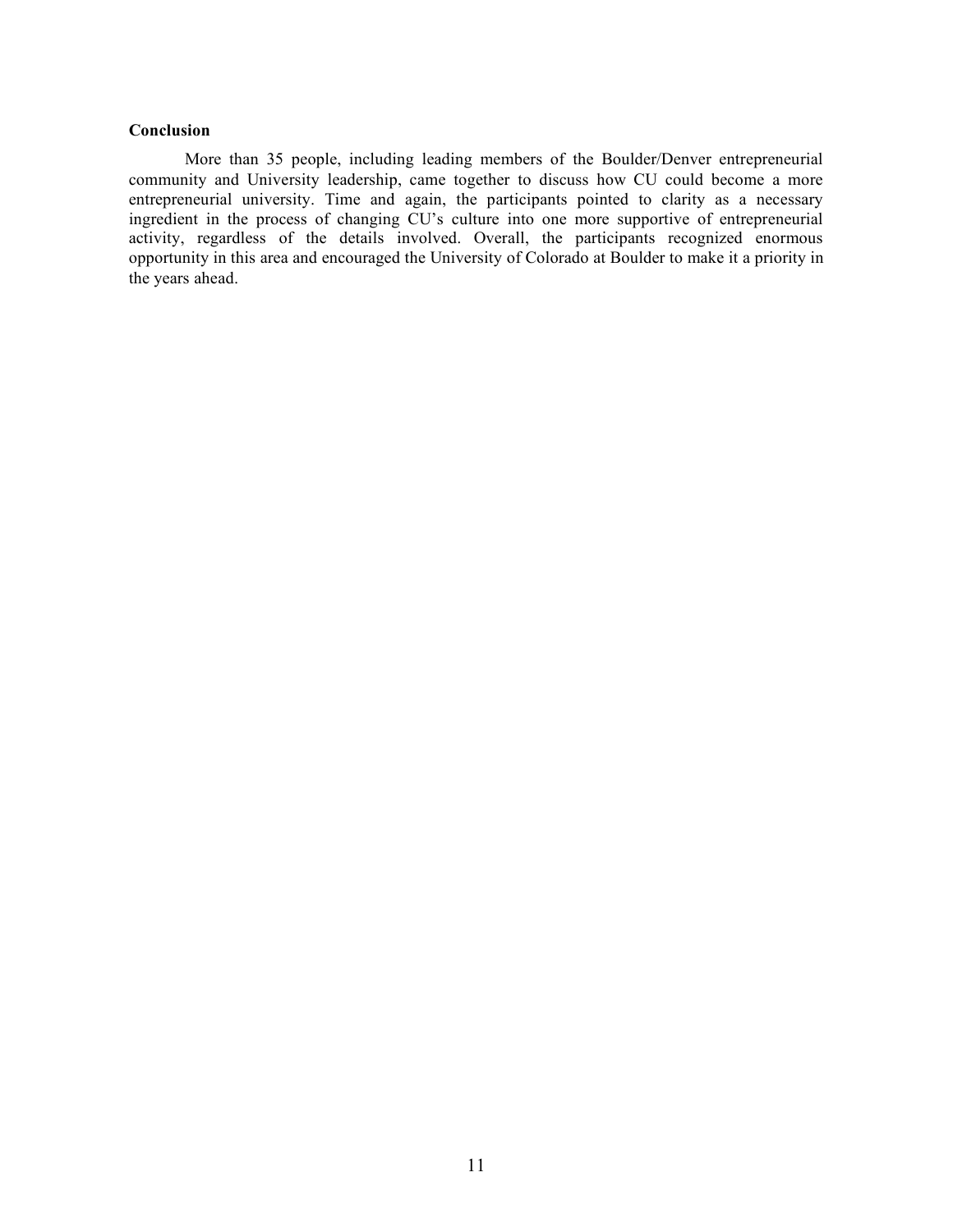**Conclusion**

More than 35 people, including leading members of the Boulder/Denver entrepreneurial community and University leadership, came together to discuss how CU could become a more entrepreneurial university. Time and again, the participants pointed to clarity as a necessary ingredient in the process of changing CU's culture into one more supportive of entrepreneurial activity, regardless of the details involved. Overall, the participants recognized enormous opportunity in this area and encouraged the University of Colorado at Boulder to make it a priority in the years ahead.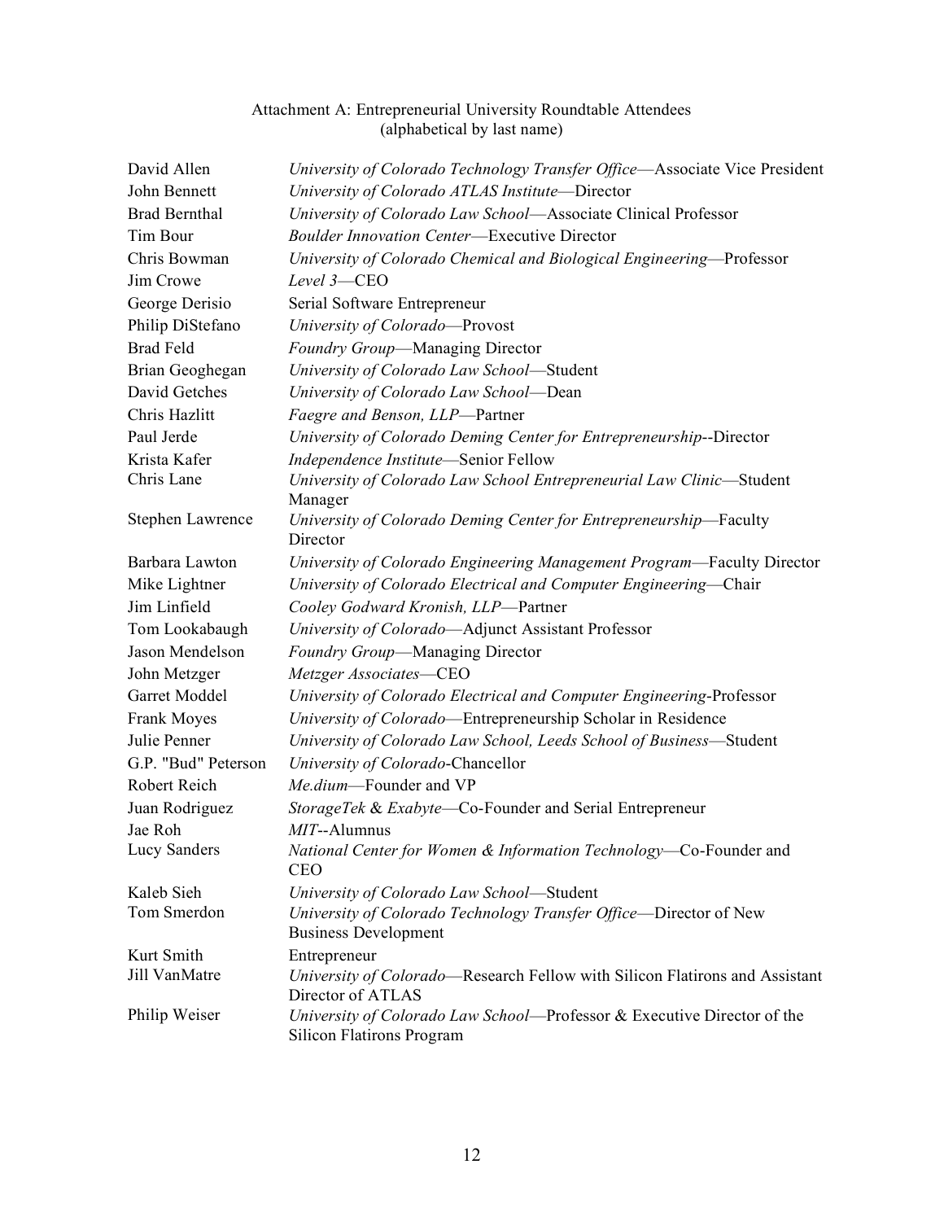Attachment A: Entrepreneurial University Roundtable Attendees
(alphabetical by last name)

| | |
|---|---|
| David Allen | *University of Colorado Technology Transfer Office*—Associate Vice President |
| John Bennett | *University of Colorado ATLAS Institute*—Director |
| Brad Bernthal | *University of Colorado Law School*—Associate Clinical Professor |
| Tim Bour | *Boulder Innovation Center*—Executive Director |
| Chris Bowman | *University of Colorado Chemical and Biological Engineering*—Professor |
| Jim Crowe | *Level 3*—CEO |
| George Derisio | Serial Software Entrepreneur |
| Philip DiStefano | *University of Colorado*—Provost |
| Brad Feld | *Foundry Group*—Managing Director |
| Brian Geoghegan | *University of Colorado Law School*—Student |
| David Getches | *University of Colorado Law School*—Dean |
| Chris Hazlitt | *Faegre and Benson, LLP*—Partner |
| Paul Jerde | *University of Colorado Deming Center for Entrepreneurship*--Director |
| Krista Kafer | *Independence Institute*—Senior Fellow |
| Chris Lane | *University of Colorado Law School Entrepreneurial Law Clinic*—Student Manager |
| Stephen Lawrence | *University of Colorado Deming Center for Entrepreneurship*—Faculty Director |
| Barbara Lawton | *University of Colorado Engineering Management Program*—Faculty Director |
| Mike Lightner | *University of Colorado Electrical and Computer Engineering*—Chair |
| Jim Linfield | *Cooley Godward Kronish, LLP*—Partner |
| Tom Lookabaugh | *University of Colorado*—Adjunct Assistant Professor |
| Jason Mendelson | *Foundry Group*—Managing Director |
| John Metzger | *Metzger Associates*—CEO |
| Garret Moddel | *University of Colorado Electrical and Computer Engineering*-Professor |
| Frank Moyes | *University of Colorado*—Entrepreneurship Scholar in Residence |
| Julie Penner | *University of Colorado Law School, Leeds School of Business*—Student |
| G.P. "Bud" Peterson | *University of Colorado*-Chancellor |
| Robert Reich | *Me.dium*—Founder and VP |
| Juan Rodriguez | *StorageTek* & *Exabyte*—Co-Founder and Serial Entrepreneur |
| Jae Roh | *MIT*--Alumnus |
| Lucy Sanders | *National Center for Women & Information Technology*—Co-Founder and CEO |
| Kaleb Sieh | *University of Colorado Law School*—Student |
| Tom Smerdon | *University of Colorado Technology Transfer Office*—Director of New Business Development |
| Kurt Smith | Entrepreneur |
| Jill VanMatre | *University of Colorado*—Research Fellow with Silicon Flatirons and Assistant Director of ATLAS |
| Philip Weiser | *University of Colorado Law School*—Professor & Executive Director of the Silicon Flatirons Program |